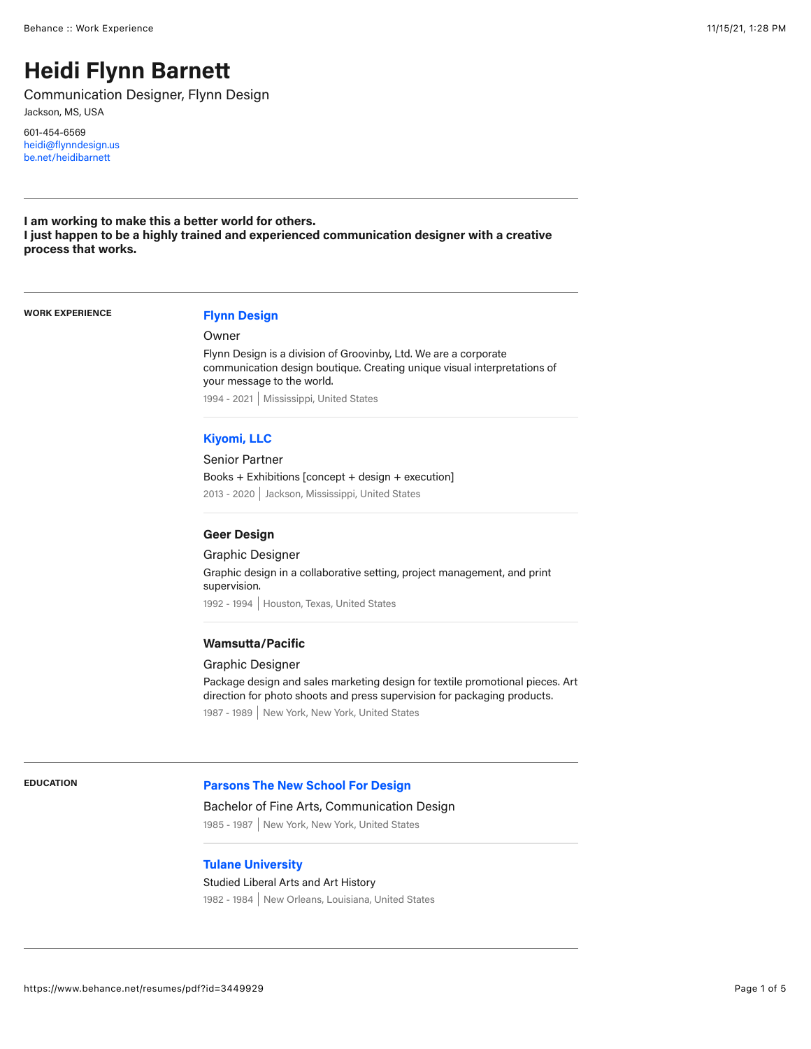# Heidi Flynn Barnett

Communication Designer, Flynn Design

Jackson, MS, USA

601-454-6569
heidi@flynndesign.us
be.net/heidibarnett

---

**I am working to make this a better world for others.**
**I just happen to be a highly trained and experienced communication designer with a creative process that works.**

---

## WORK EXPERIENCE

### Flynn Design

Owner

Flynn Design is a division of Groovinby, Ltd. We are a corporate communication design boutique. Creating unique visual interpretations of your message to the world.

1994 - 2021 | Mississippi, United States

### Kiyomi, LLC

Senior Partner

Books + Exhibitions [concept + design + execution]

2013 - 2020 | Jackson, Mississippi, United States

### Geer Design

Graphic Designer

Graphic design in a collaborative setting, project management, and print supervision.

1992 - 1994 | Houston, Texas, United States

### Wamsutta/Pacific

Graphic Designer

Package design and sales marketing design for textile promotional pieces. Art direction for photo shoots and press supervision for packaging products.

1987 - 1989 | New York, New York, United States

---

## EDUCATION

### Parsons The New School For Design

Bachelor of Fine Arts, Communication Design

1985 - 1987 | New York, New York, United States

### Tulane University

Studied Liberal Arts and Art History

1982 - 1984 | New Orleans, Louisiana, United States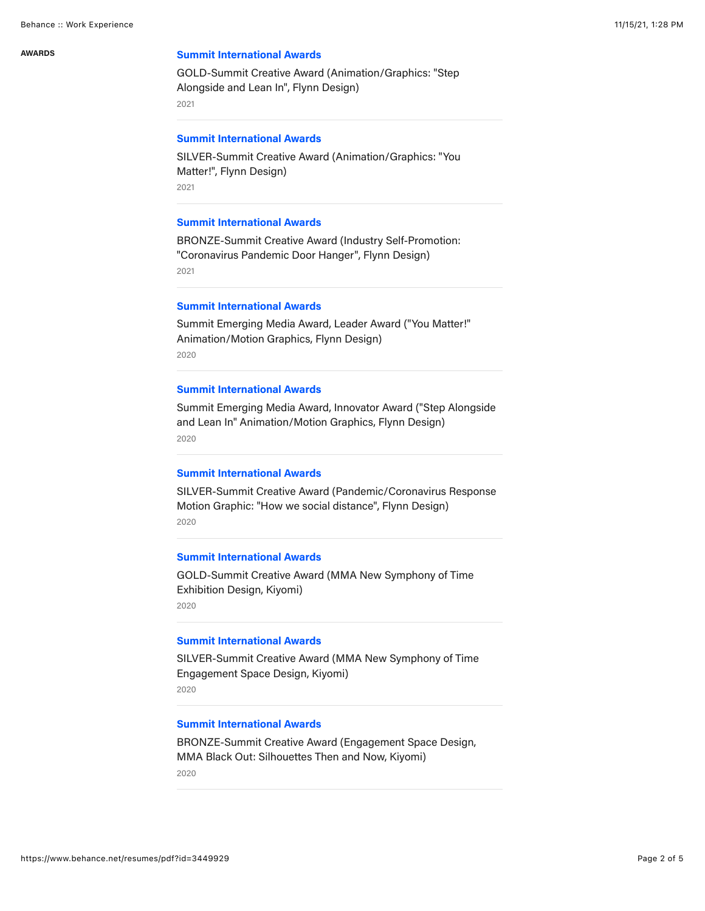## AWARDS

### Summit International Awards

GOLD-Summit Creative Award (Animation/Graphics: "Step Alongside and Lean In", Flynn Design)

2021

---

### Summit International Awards

SILVER-Summit Creative Award (Animation/Graphics: "You Matter!", Flynn Design)

2021

---

### Summit International Awards

BRONZE-Summit Creative Award (Industry Self-Promotion: "Coronavirus Pandemic Door Hanger", Flynn Design)

2021

---

### Summit International Awards

Summit Emerging Media Award, Leader Award ("You Matter!" Animation/Motion Graphics, Flynn Design)

2020

---

### Summit International Awards

Summit Emerging Media Award, Innovator Award ("Step Alongside and Lean In" Animation/Motion Graphics, Flynn Design)

2020

---

### Summit International Awards

SILVER-Summit Creative Award (Pandemic/Coronavirus Response Motion Graphic: "How we social distance", Flynn Design)

2020

---

### Summit International Awards

GOLD-Summit Creative Award (MMA New Symphony of Time Exhibition Design, Kiyomi)

2020

---

### Summit International Awards

SILVER-Summit Creative Award (MMA New Symphony of Time Engagement Space Design, Kiyomi)

2020

---

### Summit International Awards

BRONZE-Summit Creative Award (Engagement Space Design, MMA Black Out: Silhouettes Then and Now, Kiyomi)

2020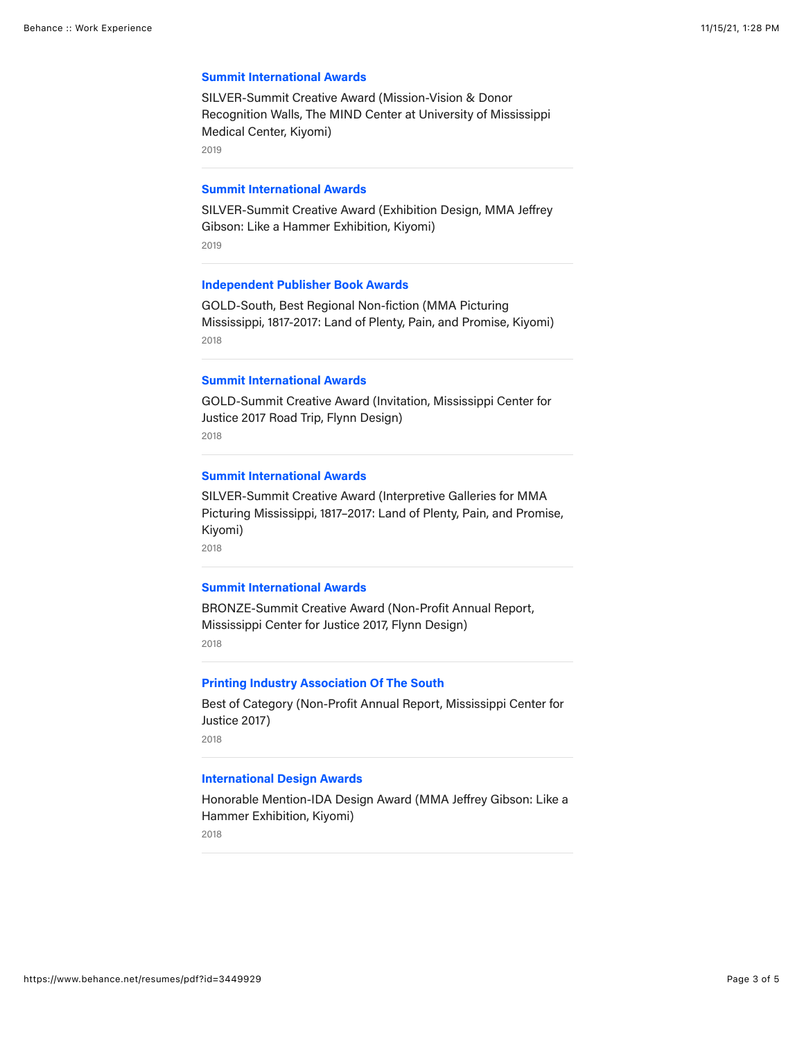### Summit International Awards

SILVER-Summit Creative Award (Mission-Vision & Donor Recognition Walls, The MIND Center at University of Mississippi Medical Center, Kiyomi)

2019

---

### Summit International Awards

SILVER-Summit Creative Award (Exhibition Design, MMA Jeffrey Gibson: Like a Hammer Exhibition, Kiyomi)

2019

---

### Independent Publisher Book Awards

GOLD-South, Best Regional Non-fiction (MMA Picturing Mississippi, 1817-2017: Land of Plenty, Pain, and Promise, Kiyomi)

2018

---

### Summit International Awards

GOLD-Summit Creative Award (Invitation, Mississippi Center for Justice 2017 Road Trip, Flynn Design)

2018

---

### Summit International Awards

SILVER-Summit Creative Award (Interpretive Galleries for MMA Picturing Mississippi, 1817–2017: Land of Plenty, Pain, and Promise, Kiyomi)

2018

---

### Summit International Awards

BRONZE-Summit Creative Award (Non-Profit Annual Report, Mississippi Center for Justice 2017, Flynn Design)

2018

---

### Printing Industry Association Of The South

Best of Category (Non-Profit Annual Report, Mississippi Center for Justice 2017)

2018

---

### International Design Awards

Honorable Mention-IDA Design Award (MMA Jeffrey Gibson: Like a Hammer Exhibition, Kiyomi)

2018

---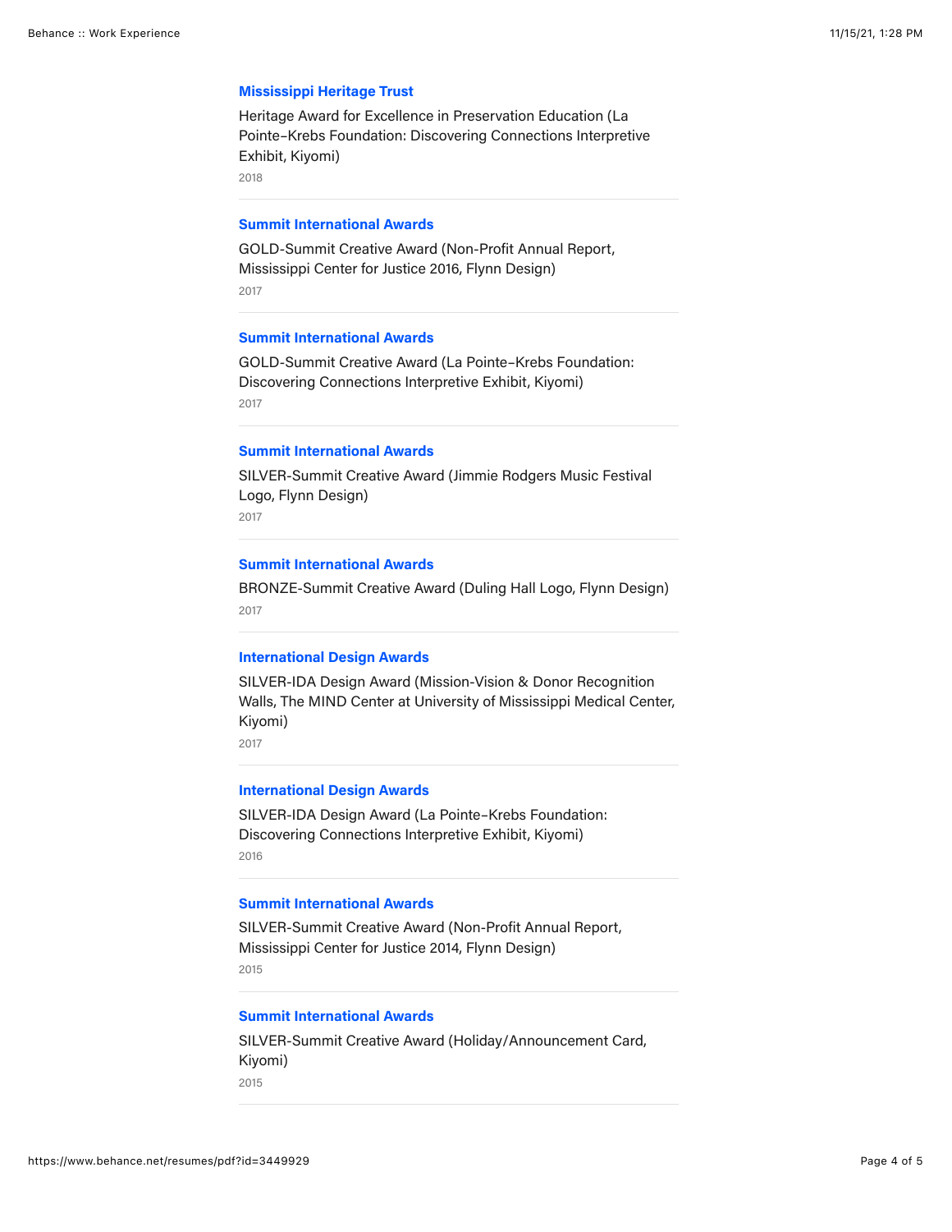**Mississippi Heritage Trust**

Heritage Award for Excellence in Preservation Education (La Pointe–Krebs Foundation: Discovering Connections Interpretive Exhibit, Kiyomi)

2018

---

**Summit International Awards**

GOLD-Summit Creative Award (Non-Profit Annual Report, Mississippi Center for Justice 2016, Flynn Design)

2017

---

**Summit International Awards**

GOLD-Summit Creative Award (La Pointe–Krebs Foundation: Discovering Connections Interpretive Exhibit, Kiyomi)

2017

---

**Summit International Awards**

SILVER-Summit Creative Award (Jimmie Rodgers Music Festival Logo, Flynn Design)

2017

---

**Summit International Awards**

BRONZE-Summit Creative Award (Duling Hall Logo, Flynn Design)

2017

---

**International Design Awards**

SILVER-IDA Design Award (Mission-Vision & Donor Recognition Walls, The MIND Center at University of Mississippi Medical Center, Kiyomi)

2017

---

**International Design Awards**

SILVER-IDA Design Award (La Pointe–Krebs Foundation: Discovering Connections Interpretive Exhibit, Kiyomi)

2016

---

**Summit International Awards**

SILVER-Summit Creative Award (Non-Profit Annual Report, Mississippi Center for Justice 2014, Flynn Design)

2015

---

**Summit International Awards**

SILVER-Summit Creative Award (Holiday/Announcement Card, Kiyomi)

2015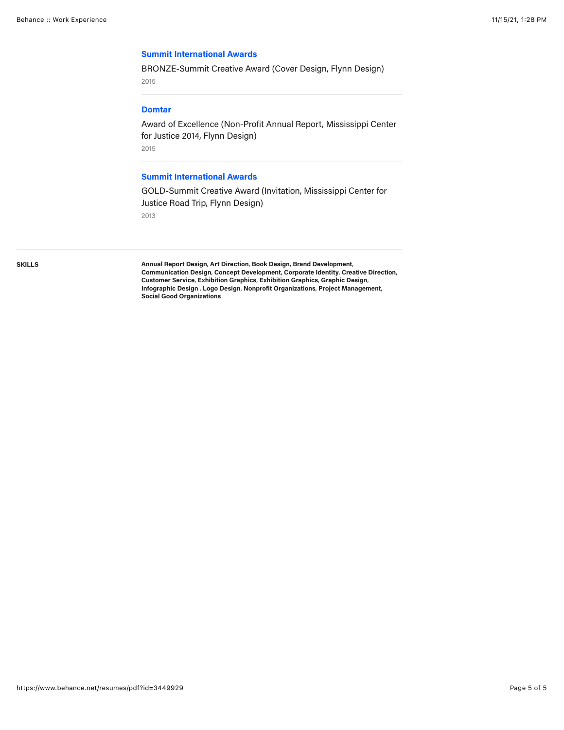### Summit International Awards

BRONZE-Summit Creative Award (Cover Design, Flynn Design)

2015

---

### Domtar

Award of Excellence (Non-Profit Annual Report, Mississippi Center for Justice 2014, Flynn Design)

2015

---

### Summit International Awards

GOLD-Summit Creative Award (Invitation, Mississippi Center for Justice Road Trip, Flynn Design)

2013

---

**SKILLS**

**Annual Report Design**, **Art Direction**, **Book Design**, **Brand Development**, **Communication Design**, **Concept Development**, **Corporate Identity**, **Creative Direction**, **Customer Service**, **Exhibition Graphics**, **Exhibition Graphics**, **Graphic Design**, **Infographic Design** , **Logo Design**, **Nonprofit Organizations**, **Project Management**, **Social Good Organizations**